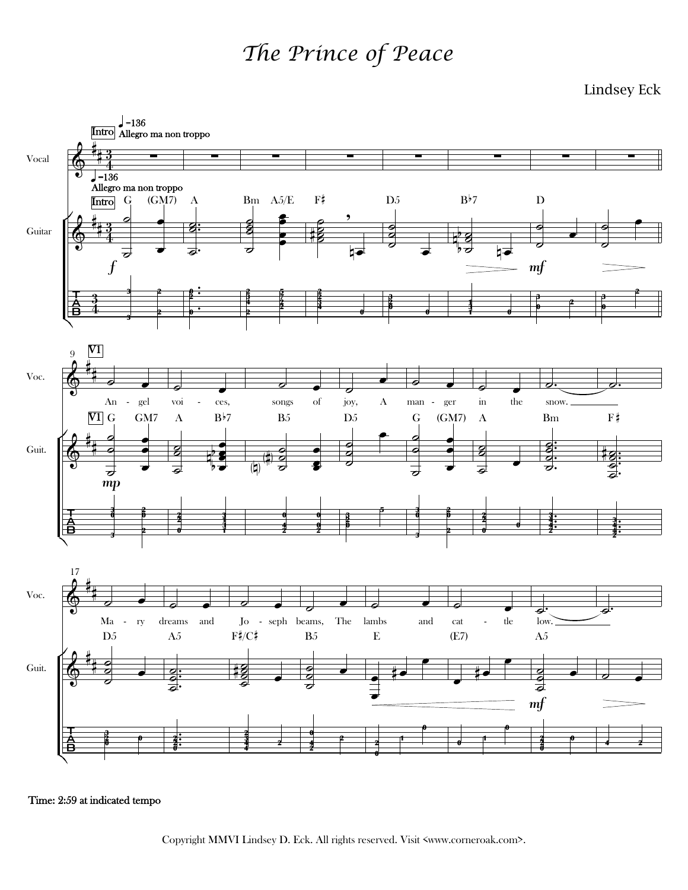# *The Prince of Peace*

Lindsey Eck

Intro ♩=136 Allegro ma non troppo

Vocal

Guitar

G (GM7) A Bm A5/E F♯ D5 B♭7 D

V1 G GM7 A B♭7 B5 D5 G (GM7) A Bm F♯

An - gel voi - ces, songs of joy, A man - ger in the snow.

D5 A5 F♯/C♯ B5 E (E7) A5

Ma - ry dreams and Jo - seph beams, The lambs and cat - tle low.

Time: 2:59 at indicated tempo

Copyright MMVI Lindsey D. Eck. All rights reserved. Visit <www.corneroak.com>.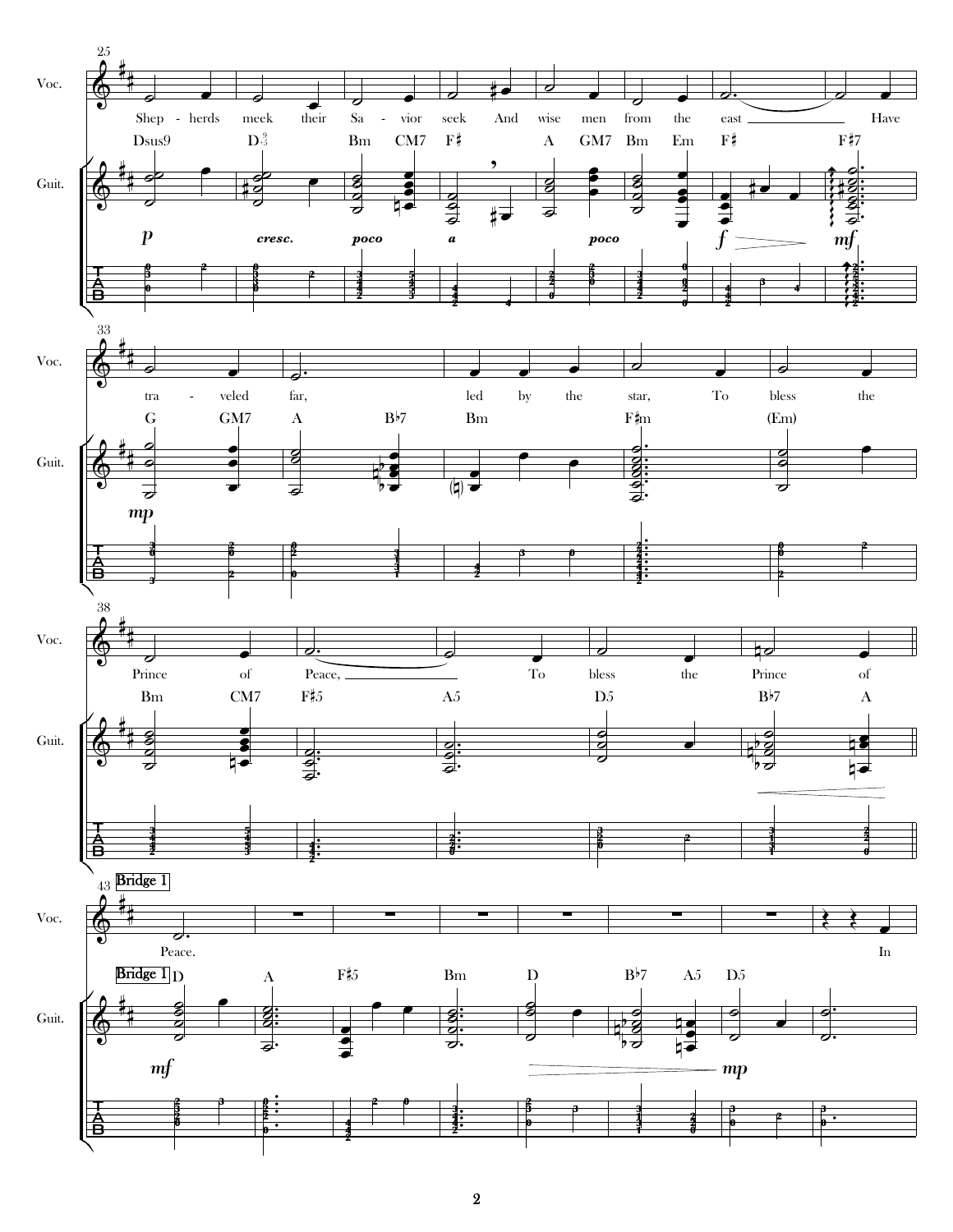25

Voc.

Shep - herds meek their Sa - vior seek And wise men from the east ___ Have

Dsus9 D$^{9}_{5}$ Bm CM7 F♯ A GM7 Bm Em F♯ F♯7

Guit.

*p* *cresc.* *poco* *a* *poco* *f* *mf*

33

tra - veled far, led by the star, To bless the

G GM7 A B♭7 Bm F♯m (Em)

*mp*

38

Prince of Peace, ___ To bless the Prince of

Bm CM7 F♯5 A5 D5 B♭7 A

43 **Bridge 1**

Peace. In

**Bridge 1** D A F♯5 Bm D B♭7 A5 D5

*mf* *mp*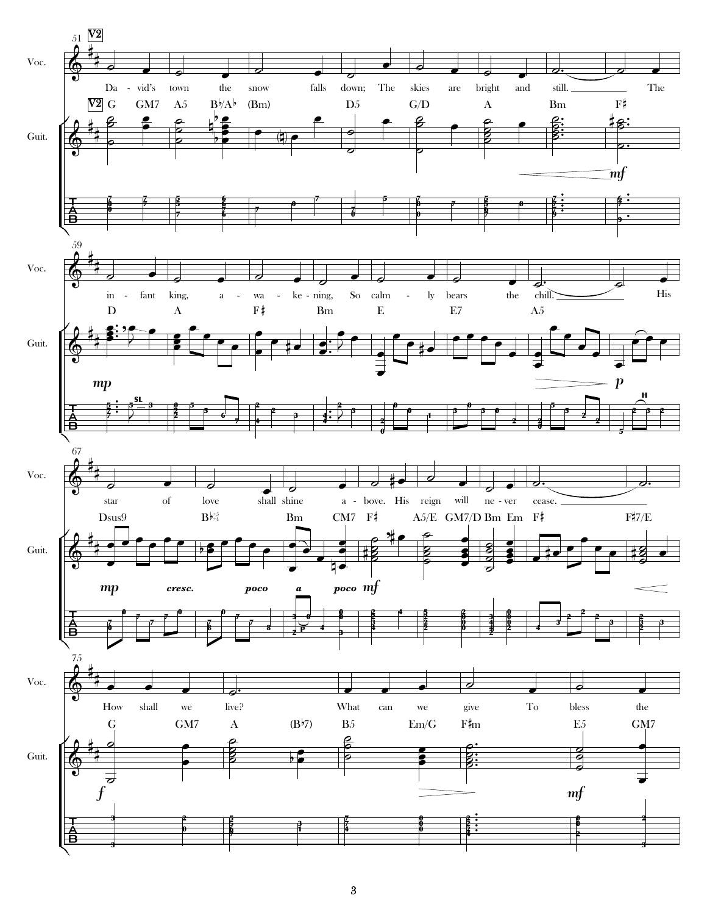51 **V2**

Voc.: Da - vid's town the snow falls down; The skies are bright and still. The

Guit.: **V2** G GM7 A5 B♭/A♭ (Bm) D5 G/D A Bm F♯

*mf*

59

Voc.: in - fant king, a - wa - ke - ning, So calm - ly bears the chill. His

Guit.: D A F♯ Bm E E7 A5

*mp* *p*

67

Voc.: star of love shall shine a - bove. His reign will ne - ver cease.

Guit.: Dsus9 B♭♭5/4 Bm CM7 F♯ A5/E GM7/D Bm Em F♯ F♯7/E

*mp* *cresc.* *poco* *a* *poco* *mf*

75

Voc.: How shall we live? What can we give To bless the

Guit.: G GM7 A (B♭7) B5 Em/G F♯m E5 GM7

*f* *mf*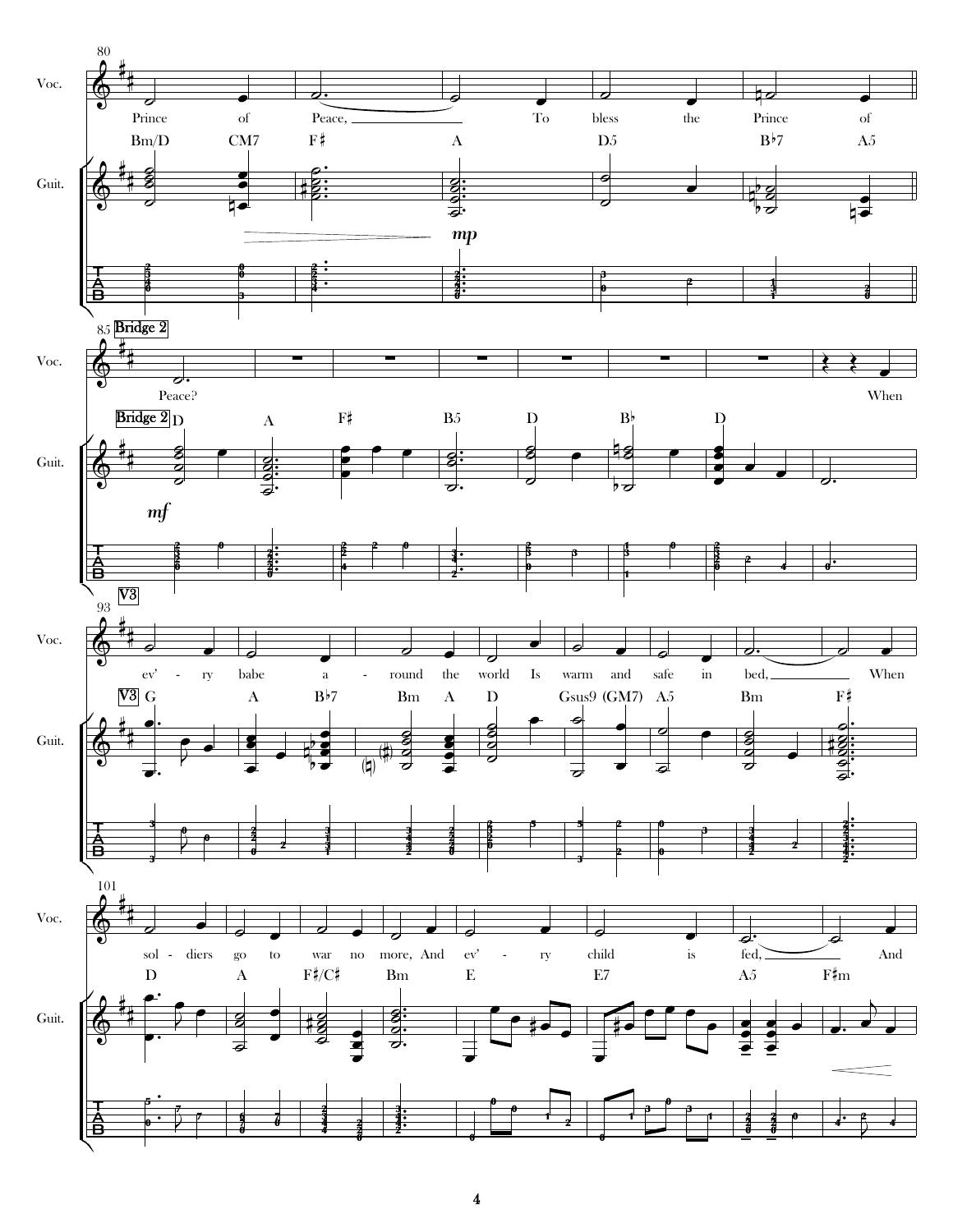80

Voc.

Prince of Peace, To bless the Prince of

Bm/D CM7 F♯ A D5 B♭7 A5

Guit.

*mp*

85 **Bridge 2**

Peace? When

**Bridge 2** D A F♯ B5 D B♭ D

*mf*

93 **V3**

ev' - ry babe a - round the world Is warm and safe in bed, When

**V3** G A B♭7 Bm A D Gsus9 (GM7) A5 Bm F♯

101

sol - diers go to war no more, And ev' - ry child is fed, And

D A F♯/C♯ Bm E E7 A5 F♯m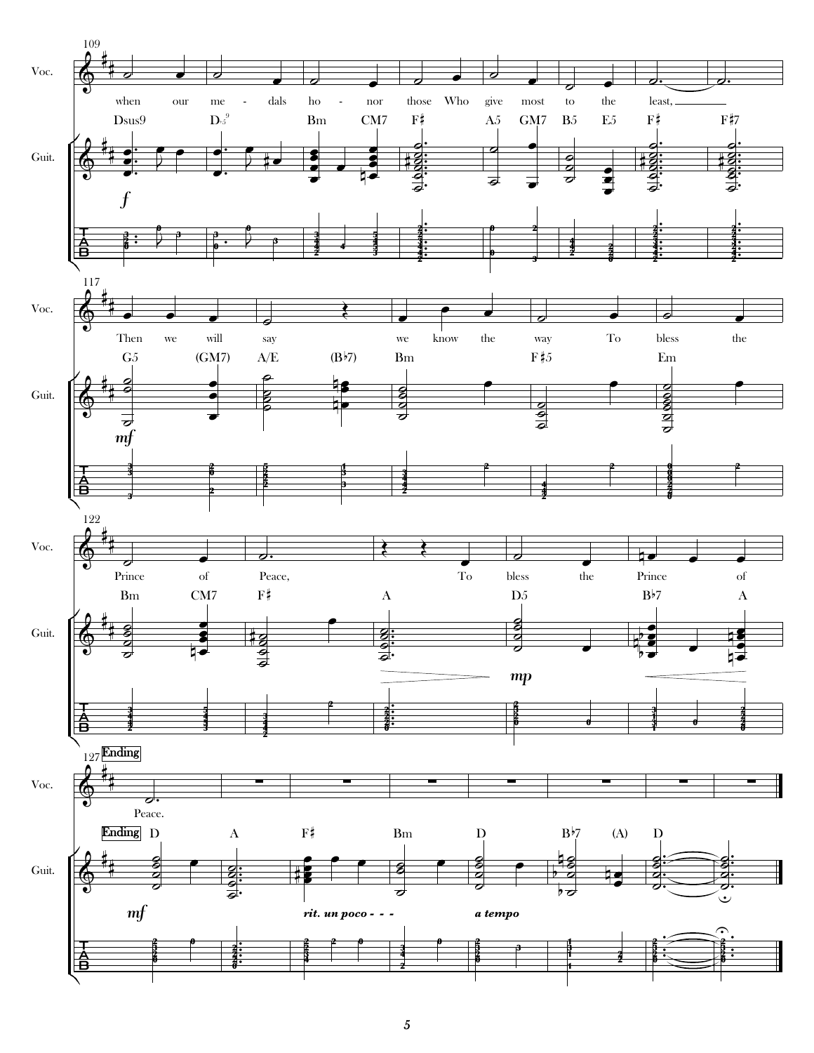109

Voc.

when our me - dals ho - nor those Who give most to the least,

Dsus9 D♭5^9 Bm CM7 F♯ A5 GM7 B5 E5 F♯ F♯7

Guit.

*f*

117

Then we will say we know the way To bless the

G5 (GM7) A/E (B♭7) Bm F♯5 Em

*mf*

122

Prince of Peace, To bless the Prince of

Bm CM7 F♯ A D5 B♭7 A

*mp*

127 **Ending**

Peace.

**Ending** D A F♯ Bm D B♭7 (A) D

*mf* *rit. un poco - - -* *a tempo*